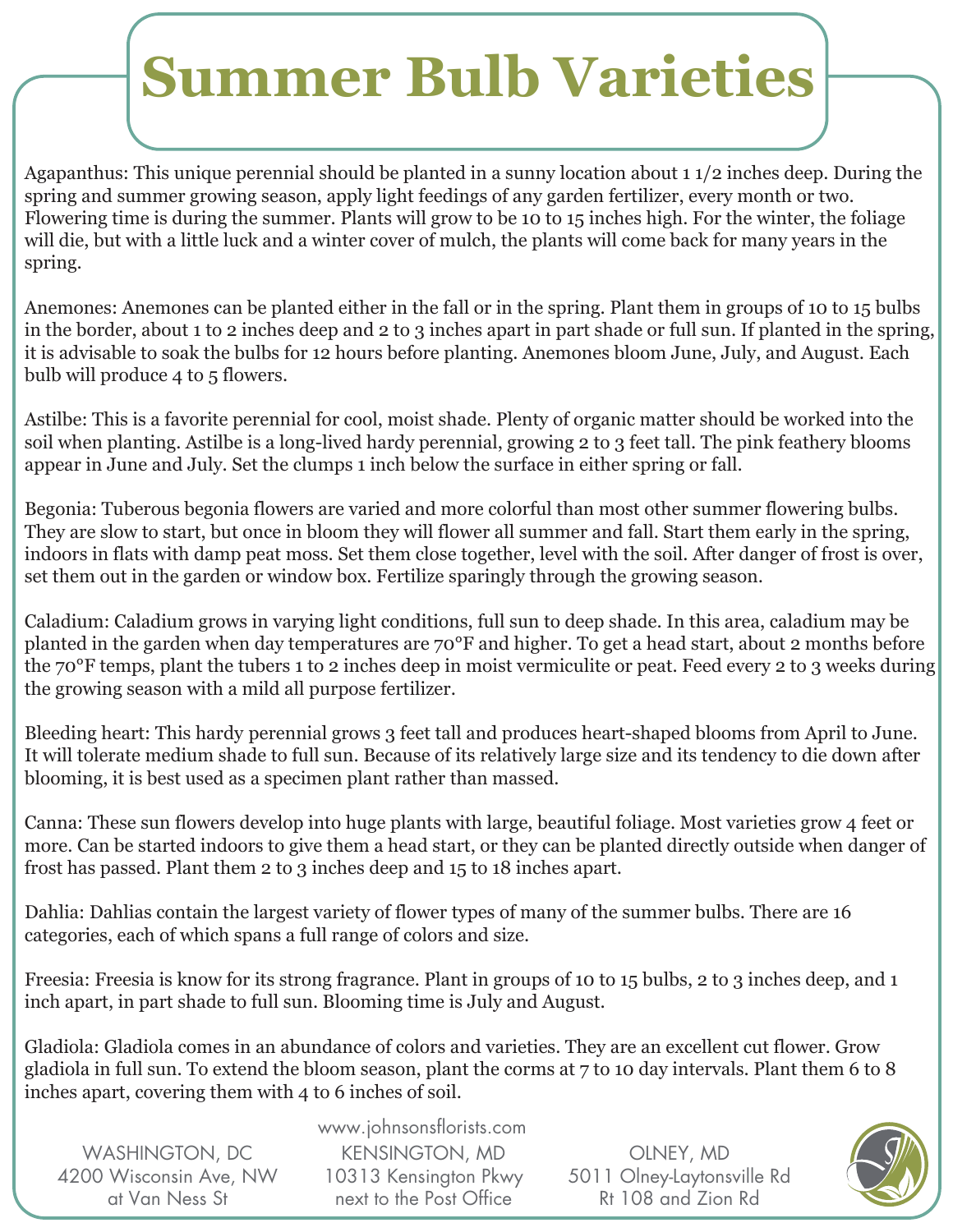# Summer Bulb Varieties

Agapanthus: This unique perennial should be planted in a sunny location about 1 1/2 inches deep. During the spring and summer growing season, apply light feedings of any garden fertilizer, every month or two. Flowering time is during the summer. Plants will grow to be 10 to 15 inches high. For the winter, the foliage will die, but with a little luck and a winter cover of mulch, the plants will come back for many years in the spring.

Anemones: Anemones can be planted either in the fall or in the spring. Plant them in groups of 10 to 15 bulbs in the border, about 1 to 2 inches deep and 2 to 3 inches apart in part shade or full sun. If planted in the spring, it is advisable to soak the bulbs for 12 hours before planting. Anemones bloom June, July, and August. Each bulb will produce 4 to 5 flowers.

Astilbe: This is a favorite perennial for cool, moist shade. Plenty of organic matter should be worked into the soil when planting. Astilbe is a long-lived hardy perennial, growing 2 to 3 feet tall. The pink feathery blooms appear in June and July. Set the clumps 1 inch below the surface in either spring or fall.

Begonia: Tuberous begonia flowers are varied and more colorful than most other summer flowering bulbs. They are slow to start, but once in bloom they will flower all summer and fall. Start them early in the spring, indoors in flats with damp peat moss. Set them close together, level with the soil. After danger of frost is over, set them out in the garden or window box. Fertilize sparingly through the growing season.

Caladium: Caladium grows in varying light conditions, full sun to deep shade. In this area, caladium may be planted in the garden when day temperatures are 70°F and higher. To get a head start, about 2 months before the 70°F temps, plant the tubers 1 to 2 inches deep in moist vermiculite or peat. Feed every 2 to 3 weeks during the growing season with a mild all purpose fertilizer.

Bleeding heart: This hardy perennial grows 3 feet tall and produces heart-shaped blooms from April to June. It will tolerate medium shade to full sun. Because of its relatively large size and its tendency to die down after blooming, it is best used as a specimen plant rather than massed.

Canna: These sun flowers develop into huge plants with large, beautiful foliage. Most varieties grow 4 feet or more. Can be started indoors to give them a head start, or they can be planted directly outside when danger of frost has passed. Plant them 2 to 3 inches deep and 15 to 18 inches apart.

Dahlia: Dahlias contain the largest variety of flower types of many of the summer bulbs. There are 16 categories, each of which spans a full range of colors and size.

Freesia: Freesia is know for its strong fragrance. Plant in groups of 10 to 15 bulbs, 2 to 3 inches deep, and 1 inch apart, in part shade to full sun. Blooming time is July and August.

Gladiola: Gladiola comes in an abundance of colors and varieties. They are an excellent cut flower. Grow gladiola in full sun. To extend the bloom season, plant the corms at 7 to 10 day intervals. Plant them 6 to 8 inches apart, covering them with 4 to 6 inches of soil.

www.johnsonsflorists.com

WASHINGTON, DC
4200 Wisconsin Ave, NW
at Van Ness St

KENSINGTON, MD
10313 Kensington Pkwy
next to the Post Office

OLNEY, MD
5011 Olney-Laytonsville Rd
Rt 108 and Zion Rd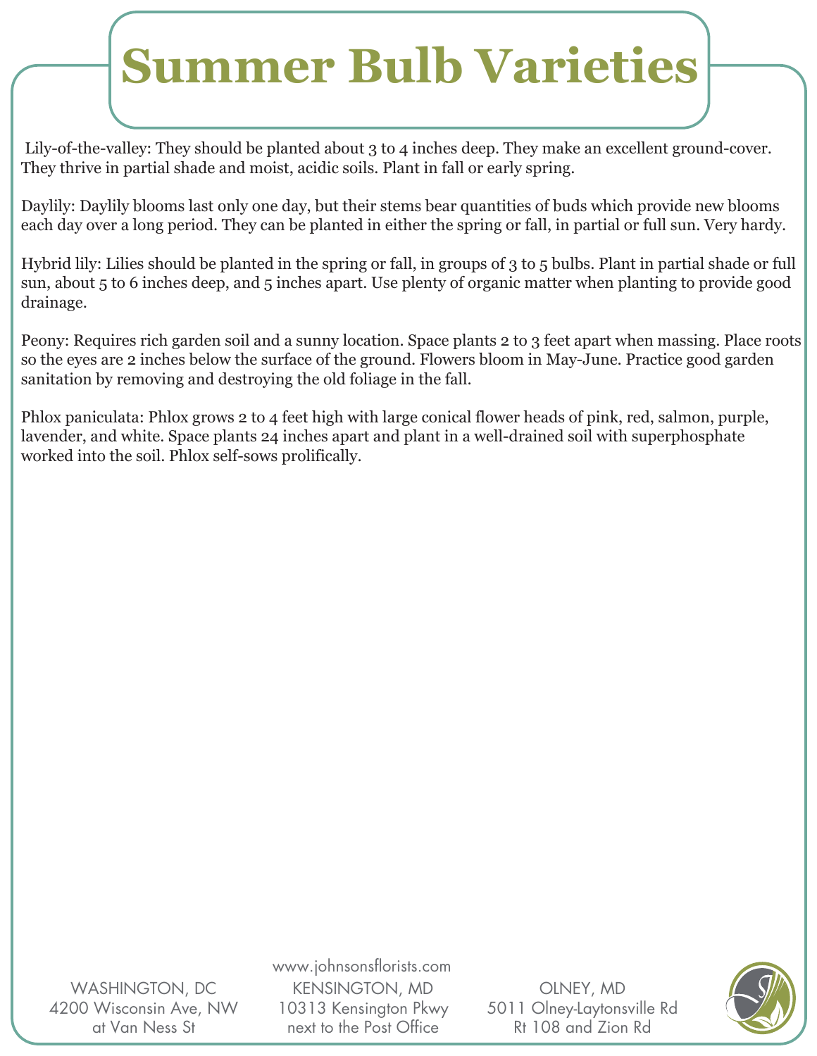# Summer Bulb Varieties

Lily-of-the-valley: They should be planted about 3 to 4 inches deep. They make an excellent ground-cover. They thrive in partial shade and moist, acidic soils. Plant in fall or early spring.

Daylily: Daylily blooms last only one day, but their stems bear quantities of buds which provide new blooms each day over a long period. They can be planted in either the spring or fall, in partial or full sun. Very hardy.

Hybrid lily: Lilies should be planted in the spring or fall, in groups of 3 to 5 bulbs. Plant in partial shade or full sun, about 5 to 6 inches deep, and 5 inches apart. Use plenty of organic matter when planting to provide good drainage.

Peony: Requires rich garden soil and a sunny location. Space plants 2 to 3 feet apart when massing. Place roots so the eyes are 2 inches below the surface of the ground. Flowers bloom in May-June. Practice good garden sanitation by removing and destroying the old foliage in the fall.

Phlox paniculata: Phlox grows 2 to 4 feet high with large conical flower heads of pink, red, salmon, purple, lavender, and white. Space plants 24 inches apart and plant in a well-drained soil with superphosphate worked into the soil. Phlox self-sows prolifically.

www.johnsonsflorists.com

WASHINGTON, DC
4200 Wisconsin Ave, NW
at Van Ness St

KENSINGTON, MD
10313 Kensington Pkwy
next to the Post Office

OLNEY, MD
5011 Olney-Laytonsville Rd
Rt 108 and Zion Rd